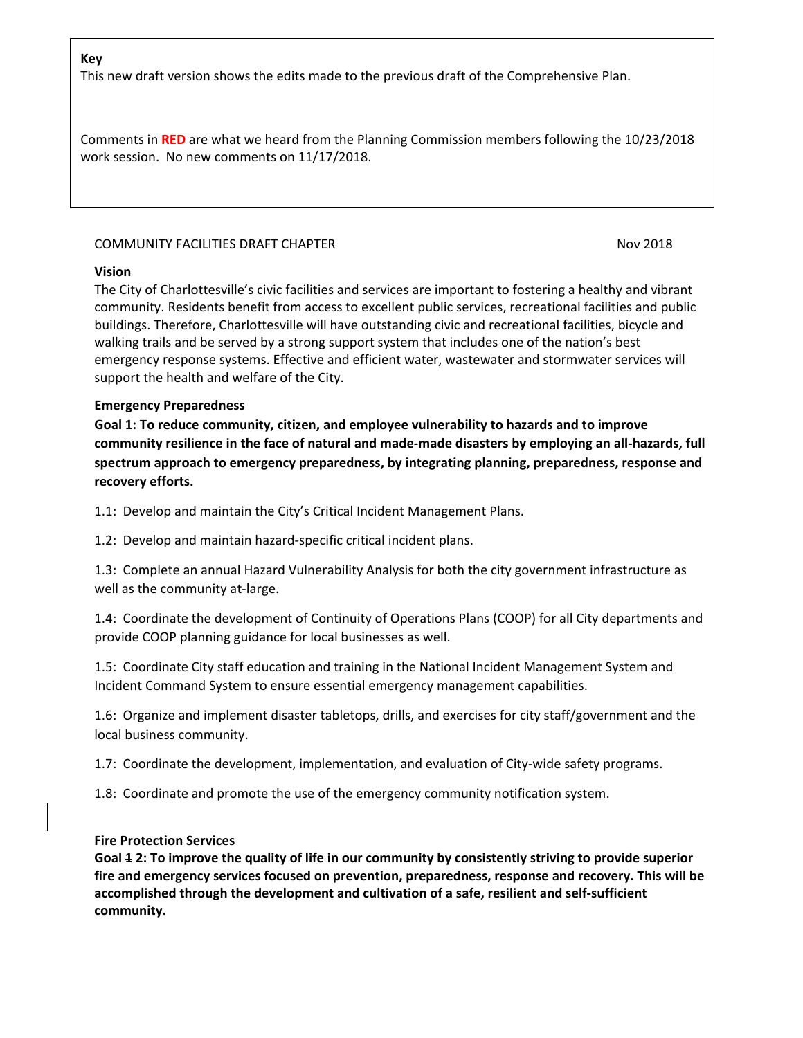**Key**

This new draft version shows the edits made to the previous draft of the Comprehensive Plan.

Comments in **RED** are what we heard from the Planning Commission members following the 10/23/2018 work session. No new comments on 11/17/2018.

COMMUNITY FACILITIES DRAFT CHAPTER Nov 2018

**Vision**

The City of Charlottesville's civic facilities and services are important to fostering a healthy and vibrant community. Residents benefit from access to excellent public services, recreational facilities and public buildings. Therefore, Charlottesville will have outstanding civic and recreational facilities, bicycle and walking trails and be served by a strong support system that includes one of the nation's best emergency response systems. Effective and efficient water, wastewater and stormwater services will support the health and welfare of the City.

**Emergency Preparedness**

**Goal 1: To reduce community, citizen, and employee vulnerability to hazards and to improve community resilience in the face of natural and made-made disasters by employing an all-hazards, full spectrum approach to emergency preparedness, by integrating planning, preparedness, response and recovery efforts.**

1.1: Develop and maintain the City's Critical Incident Management Plans.

1.2: Develop and maintain hazard-specific critical incident plans.

1.3: Complete an annual Hazard Vulnerability Analysis for both the city government infrastructure as well as the community at-large.

1.4: Coordinate the development of Continuity of Operations Plans (COOP) for all City departments and provide COOP planning guidance for local businesses as well.

1.5: Coordinate City staff education and training in the National Incident Management System and Incident Command System to ensure essential emergency management capabilities.

1.6: Organize and implement disaster tabletops, drills, and exercises for city staff/government and the local business community.

1.7: Coordinate the development, implementation, and evaluation of City-wide safety programs.

1.8: Coordinate and promote the use of the emergency community notification system.

**Fire Protection Services**

**Goal ~~1~~ 2: To improve the quality of life in our community by consistently striving to provide superior fire and emergency services focused on prevention, preparedness, response and recovery. This will be accomplished through the development and cultivation of a safe, resilient and self-sufficient community.**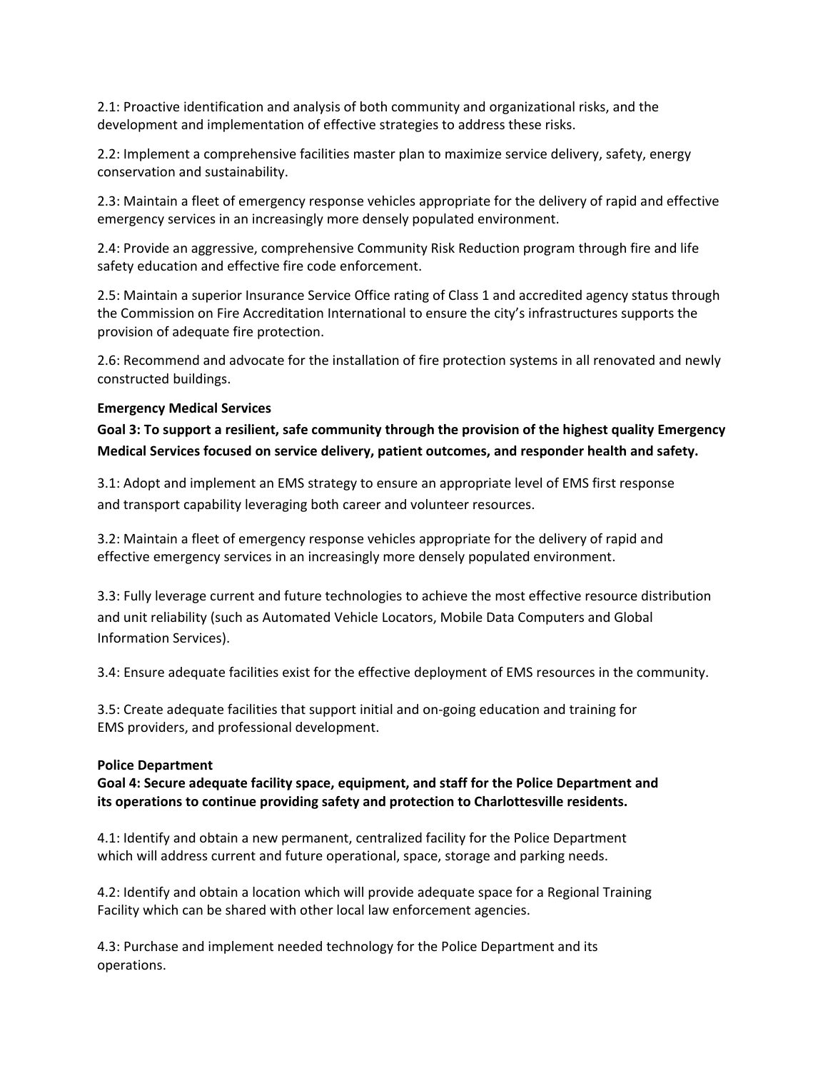2.1: Proactive identification and analysis of both community and organizational risks, and the development and implementation of effective strategies to address these risks.

2.2: Implement a comprehensive facilities master plan to maximize service delivery, safety, energy conservation and sustainability.

2.3: Maintain a fleet of emergency response vehicles appropriate for the delivery of rapid and effective emergency services in an increasingly more densely populated environment.

2.4: Provide an aggressive, comprehensive Community Risk Reduction program through fire and life safety education and effective fire code enforcement.

2.5: Maintain a superior Insurance Service Office rating of Class 1 and accredited agency status through the Commission on Fire Accreditation International to ensure the city's infrastructures supports the provision of adequate fire protection.

2.6: Recommend and advocate for the installation of fire protection systems in all renovated and newly constructed buildings.

**Emergency Medical Services**

**Goal 3: To support a resilient, safe community through the provision of the highest quality Emergency Medical Services focused on service delivery, patient outcomes, and responder health and safety.**

3.1: Adopt and implement an EMS strategy to ensure an appropriate level of EMS first response and transport capability leveraging both career and volunteer resources.

3.2: Maintain a fleet of emergency response vehicles appropriate for the delivery of rapid and effective emergency services in an increasingly more densely populated environment.

3.3: Fully leverage current and future technologies to achieve the most effective resource distribution and unit reliability (such as Automated Vehicle Locators, Mobile Data Computers and Global Information Services).

3.4: Ensure adequate facilities exist for the effective deployment of EMS resources in the community.

3.5: Create adequate facilities that support initial and on-going education and training for EMS providers, and professional development.

**Police Department**

**Goal 4: Secure adequate facility space, equipment, and staff for the Police Department and its operations to continue providing safety and protection to Charlottesville residents.**

4.1: Identify and obtain a new permanent, centralized facility for the Police Department which will address current and future operational, space, storage and parking needs.

4.2: Identify and obtain a location which will provide adequate space for a Regional Training Facility which can be shared with other local law enforcement agencies.

4.3: Purchase and implement needed technology for the Police Department and its operations.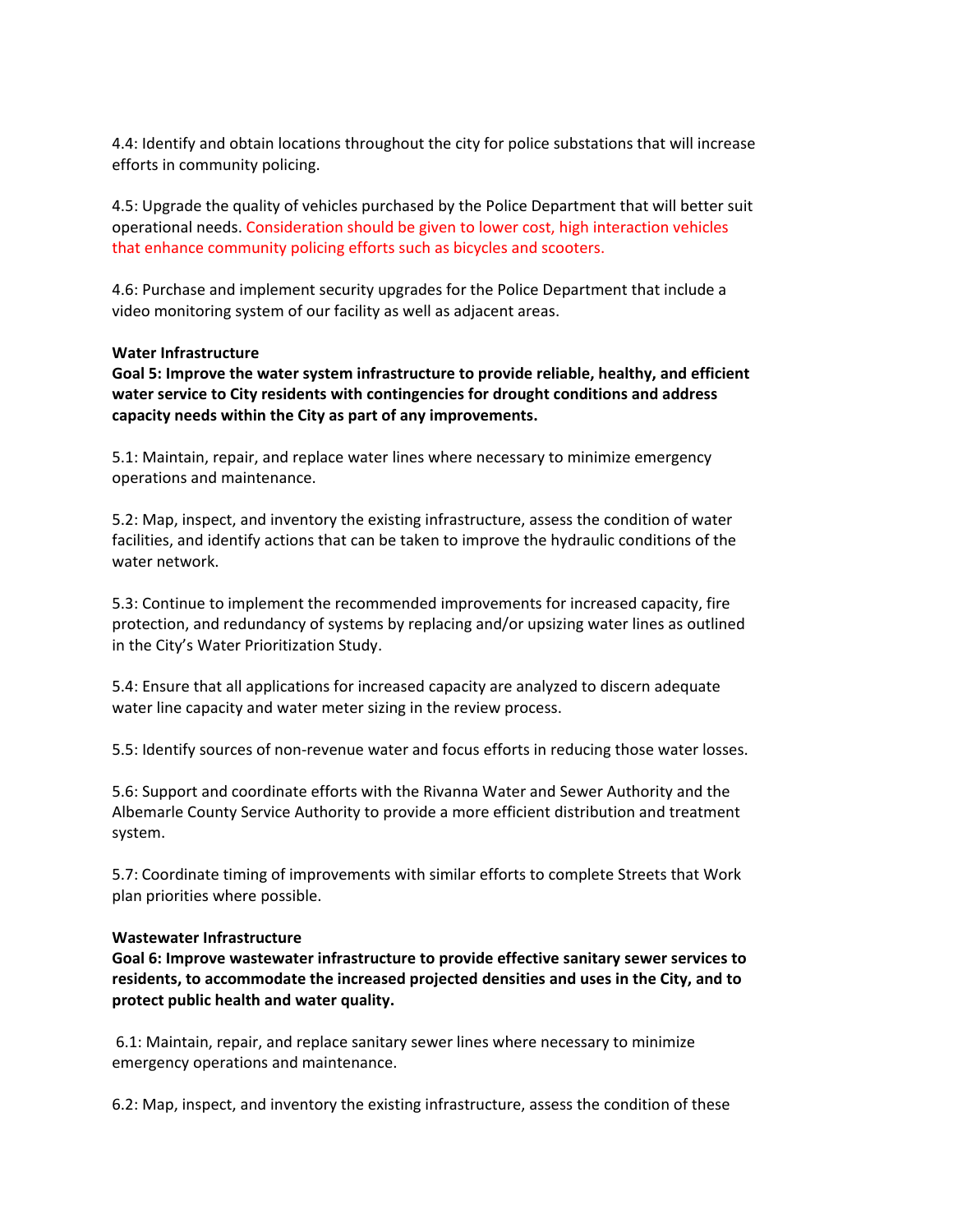4.4: Identify and obtain locations throughout the city for police substations that will increase efforts in community policing.

4.5: Upgrade the quality of vehicles purchased by the Police Department that will better suit operational needs. Consideration should be given to lower cost, high interaction vehicles that enhance community policing efforts such as bicycles and scooters.

4.6: Purchase and implement security upgrades for the Police Department that include a video monitoring system of our facility as well as adjacent areas.

**Water Infrastructure**

**Goal 5: Improve the water system infrastructure to provide reliable, healthy, and efficient water service to City residents with contingencies for drought conditions and address capacity needs within the City as part of any improvements.**

5.1: Maintain, repair, and replace water lines where necessary to minimize emergency operations and maintenance.

5.2: Map, inspect, and inventory the existing infrastructure, assess the condition of water facilities, and identify actions that can be taken to improve the hydraulic conditions of the water network.

5.3: Continue to implement the recommended improvements for increased capacity, fire protection, and redundancy of systems by replacing and/or upsizing water lines as outlined in the City's Water Prioritization Study.

5.4: Ensure that all applications for increased capacity are analyzed to discern adequate water line capacity and water meter sizing in the review process.

5.5: Identify sources of non-revenue water and focus efforts in reducing those water losses.

5.6: Support and coordinate efforts with the Rivanna Water and Sewer Authority and the Albemarle County Service Authority to provide a more efficient distribution and treatment system.

5.7: Coordinate timing of improvements with similar efforts to complete Streets that Work plan priorities where possible.

**Wastewater Infrastructure**

**Goal 6: Improve wastewater infrastructure to provide effective sanitary sewer services to residents, to accommodate the increased projected densities and uses in the City, and to protect public health and water quality.**

6.1: Maintain, repair, and replace sanitary sewer lines where necessary to minimize emergency operations and maintenance.

6.2: Map, inspect, and inventory the existing infrastructure, assess the condition of these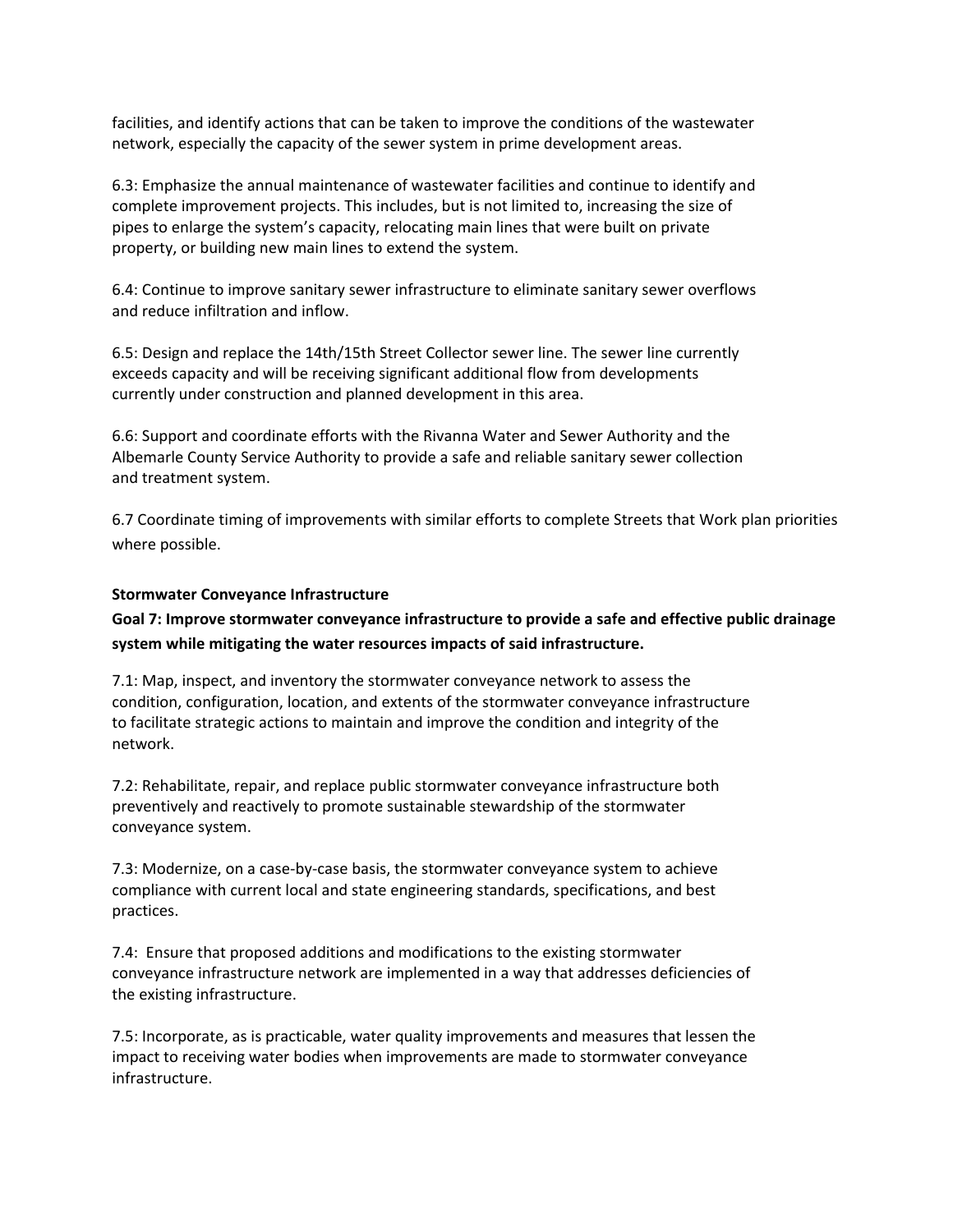facilities, and identify actions that can be taken to improve the conditions of the wastewater network, especially the capacity of the sewer system in prime development areas.

6.3: Emphasize the annual maintenance of wastewater facilities and continue to identify and complete improvement projects. This includes, but is not limited to, increasing the size of pipes to enlarge the system's capacity, relocating main lines that were built on private property, or building new main lines to extend the system.

6.4: Continue to improve sanitary sewer infrastructure to eliminate sanitary sewer overflows and reduce infiltration and inflow.

6.5: Design and replace the 14th/15th Street Collector sewer line. The sewer line currently exceeds capacity and will be receiving significant additional flow from developments currently under construction and planned development in this area.

6.6: Support and coordinate efforts with the Rivanna Water and Sewer Authority and the Albemarle County Service Authority to provide a safe and reliable sanitary sewer collection and treatment system.

6.7 Coordinate timing of improvements with similar efforts to complete Streets that Work plan priorities where possible.

**Stormwater Conveyance Infrastructure**

**Goal 7: Improve stormwater conveyance infrastructure to provide a safe and effective public drainage system while mitigating the water resources impacts of said infrastructure.**

7.1: Map, inspect, and inventory the stormwater conveyance network to assess the condition, configuration, location, and extents of the stormwater conveyance infrastructure to facilitate strategic actions to maintain and improve the condition and integrity of the network.

7.2: Rehabilitate, repair, and replace public stormwater conveyance infrastructure both preventively and reactively to promote sustainable stewardship of the stormwater conveyance system.

7.3: Modernize, on a case-by-case basis, the stormwater conveyance system to achieve compliance with current local and state engineering standards, specifications, and best practices.

7.4: Ensure that proposed additions and modifications to the existing stormwater conveyance infrastructure network are implemented in a way that addresses deficiencies of the existing infrastructure.

7.5: Incorporate, as is practicable, water quality improvements and measures that lessen the impact to receiving water bodies when improvements are made to stormwater conveyance infrastructure.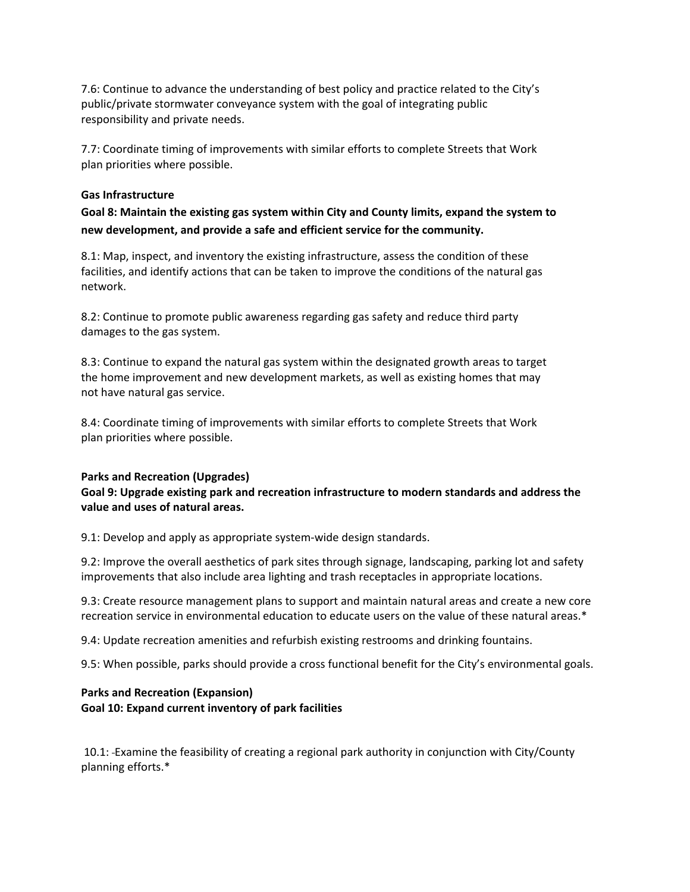7.6: Continue to advance the understanding of best policy and practice related to the City's public/private stormwater conveyance system with the goal of integrating public responsibility and private needs.

7.7: Coordinate timing of improvements with similar efforts to complete Streets that Work plan priorities where possible.

**Gas Infrastructure**

**Goal 8: Maintain the existing gas system within City and County limits, expand the system to new development, and provide a safe and efficient service for the community.**

8.1: Map, inspect, and inventory the existing infrastructure, assess the condition of these facilities, and identify actions that can be taken to improve the conditions of the natural gas network.

8.2: Continue to promote public awareness regarding gas safety and reduce third party damages to the gas system.

8.3: Continue to expand the natural gas system within the designated growth areas to target the home improvement and new development markets, as well as existing homes that may not have natural gas service.

8.4: Coordinate timing of improvements with similar efforts to complete Streets that Work plan priorities where possible.

**Parks and Recreation (Upgrades)**

**Goal 9: Upgrade existing park and recreation infrastructure to modern standards and address the value and uses of natural areas.**

9.1: Develop and apply as appropriate system-wide design standards.

9.2: Improve the overall aesthetics of park sites through signage, landscaping, parking lot and safety improvements that also include area lighting and trash receptacles in appropriate locations.

9.3: Create resource management plans to support and maintain natural areas and create a new core recreation service in environmental education to educate users on the value of these natural areas.*

9.4: Update recreation amenities and refurbish existing restrooms and drinking fountains.

9.5: When possible, parks should provide a cross functional benefit for the City's environmental goals.

**Parks and Recreation (Expansion)**

**Goal 10: Expand current inventory of park facilities**

10.1: Examine the feasibility of creating a regional park authority in conjunction with City/County planning efforts.*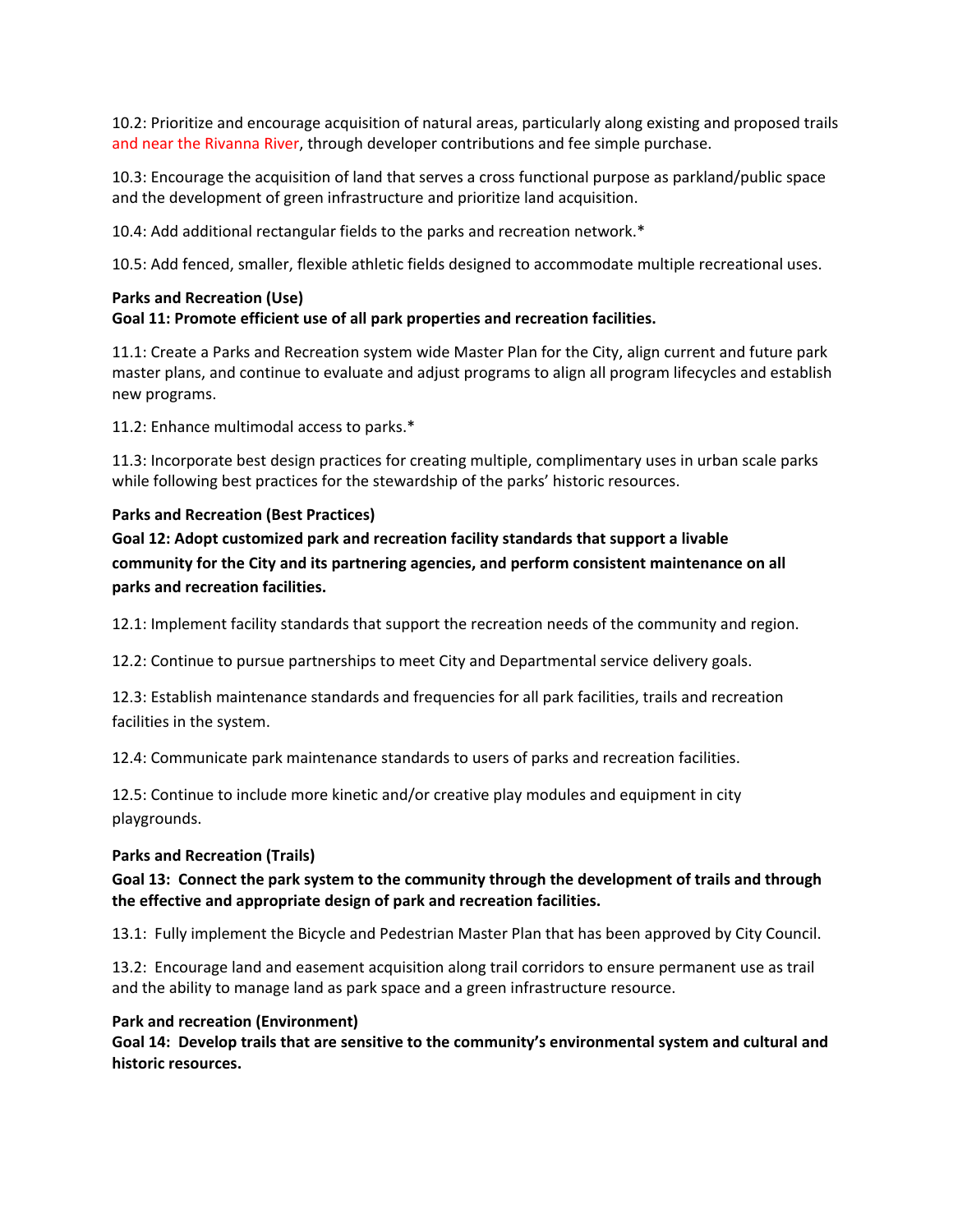10.2: Prioritize and encourage acquisition of natural areas, particularly along existing and proposed trails and near the Rivanna River, through developer contributions and fee simple purchase.

10.3: Encourage the acquisition of land that serves a cross functional purpose as parkland/public space and the development of green infrastructure and prioritize land acquisition.

10.4: Add additional rectangular fields to the parks and recreation network.*

10.5: Add fenced, smaller, flexible athletic fields designed to accommodate multiple recreational uses.

**Parks and Recreation (Use)**
**Goal 11: Promote efficient use of all park properties and recreation facilities.**

11.1: Create a Parks and Recreation system wide Master Plan for the City, align current and future park master plans, and continue to evaluate and adjust programs to align all program lifecycles and establish new programs.

11.2: Enhance multimodal access to parks.*

11.3: Incorporate best design practices for creating multiple, complimentary uses in urban scale parks while following best practices for the stewardship of the parks' historic resources.

**Parks and Recreation (Best Practices)**
**Goal 12: Adopt customized park and recreation facility standards that support a livable community for the City and its partnering agencies, and perform consistent maintenance on all parks and recreation facilities.**

12.1: Implement facility standards that support the recreation needs of the community and region.

12.2: Continue to pursue partnerships to meet City and Departmental service delivery goals.

12.3: Establish maintenance standards and frequencies for all park facilities, trails and recreation facilities in the system.

12.4: Communicate park maintenance standards to users of parks and recreation facilities.

12.5: Continue to include more kinetic and/or creative play modules and equipment in city playgrounds.

**Parks and Recreation (Trails)**
**Goal 13: Connect the park system to the community through the development of trails and through the effective and appropriate design of park and recreation facilities.**

13.1: Fully implement the Bicycle and Pedestrian Master Plan that has been approved by City Council.

13.2: Encourage land and easement acquisition along trail corridors to ensure permanent use as trail and the ability to manage land as park space and a green infrastructure resource.

**Park and recreation (Environment)**
**Goal 14: Develop trails that are sensitive to the community's environmental system and cultural and historic resources.**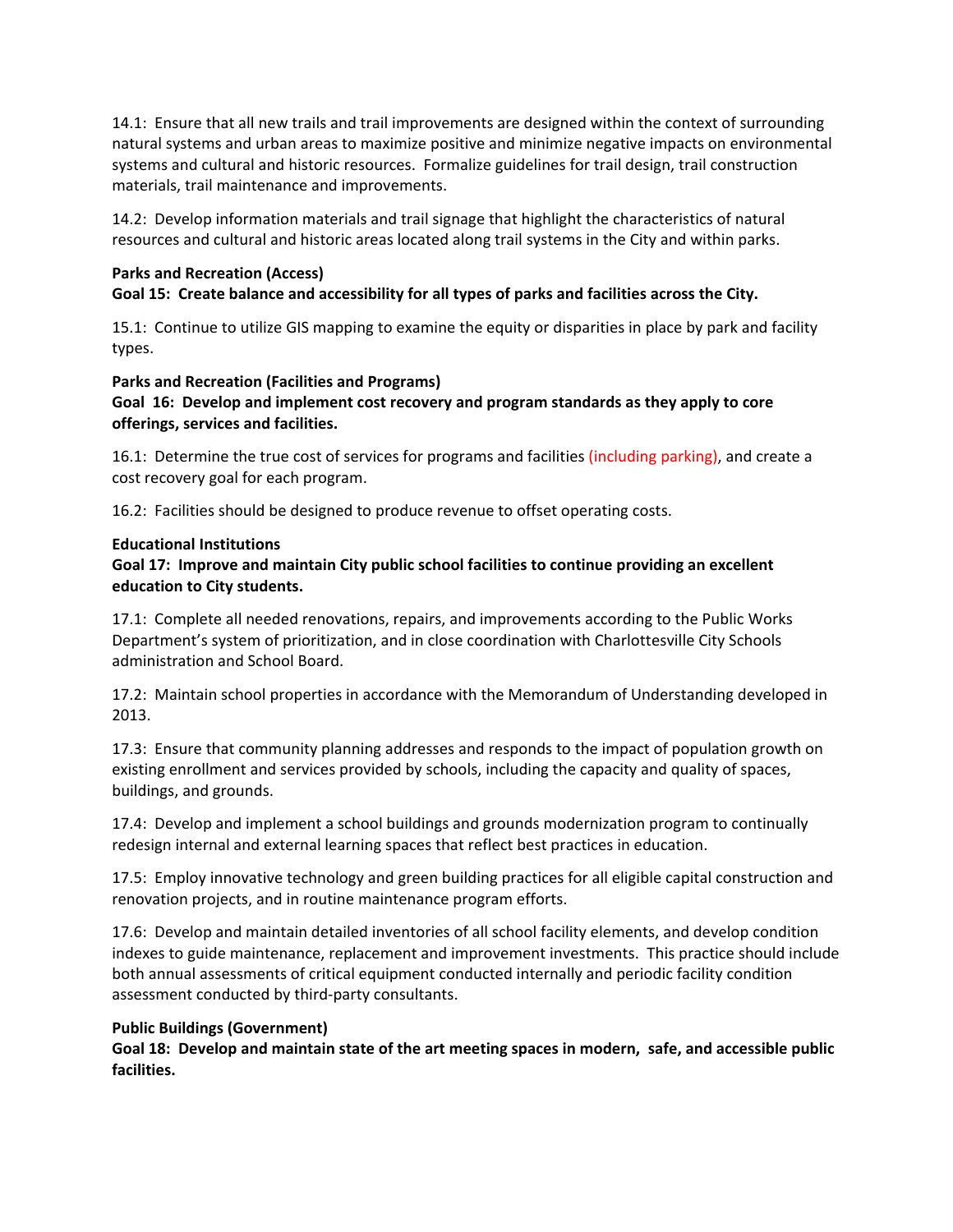14.1: Ensure that all new trails and trail improvements are designed within the context of surrounding natural systems and urban areas to maximize positive and minimize negative impacts on environmental systems and cultural and historic resources. Formalize guidelines for trail design, trail construction materials, trail maintenance and improvements.

14.2: Develop information materials and trail signage that highlight the characteristics of natural resources and cultural and historic areas located along trail systems in the City and within parks.

**Parks and Recreation (Access)**
**Goal 15: Create balance and accessibility for all types of parks and facilities across the City.**

15.1: Continue to utilize GIS mapping to examine the equity or disparities in place by park and facility types.

**Parks and Recreation (Facilities and Programs)**
**Goal 16: Develop and implement cost recovery and program standards as they apply to core offerings, services and facilities.**

16.1: Determine the true cost of services for programs and facilities (including parking), and create a cost recovery goal for each program.

16.2: Facilities should be designed to produce revenue to offset operating costs.

**Educational Institutions**
**Goal 17: Improve and maintain City public school facilities to continue providing an excellent education to City students.**

17.1: Complete all needed renovations, repairs, and improvements according to the Public Works Department's system of prioritization, and in close coordination with Charlottesville City Schools administration and School Board.

17.2: Maintain school properties in accordance with the Memorandum of Understanding developed in 2013.

17.3: Ensure that community planning addresses and responds to the impact of population growth on existing enrollment and services provided by schools, including the capacity and quality of spaces, buildings, and grounds.

17.4: Develop and implement a school buildings and grounds modernization program to continually redesign internal and external learning spaces that reflect best practices in education.

17.5: Employ innovative technology and green building practices for all eligible capital construction and renovation projects, and in routine maintenance program efforts.

17.6: Develop and maintain detailed inventories of all school facility elements, and develop condition indexes to guide maintenance, replacement and improvement investments. This practice should include both annual assessments of critical equipment conducted internally and periodic facility condition assessment conducted by third-party consultants.

**Public Buildings (Government)**
**Goal 18: Develop and maintain state of the art meeting spaces in modern, safe, and accessible public facilities.**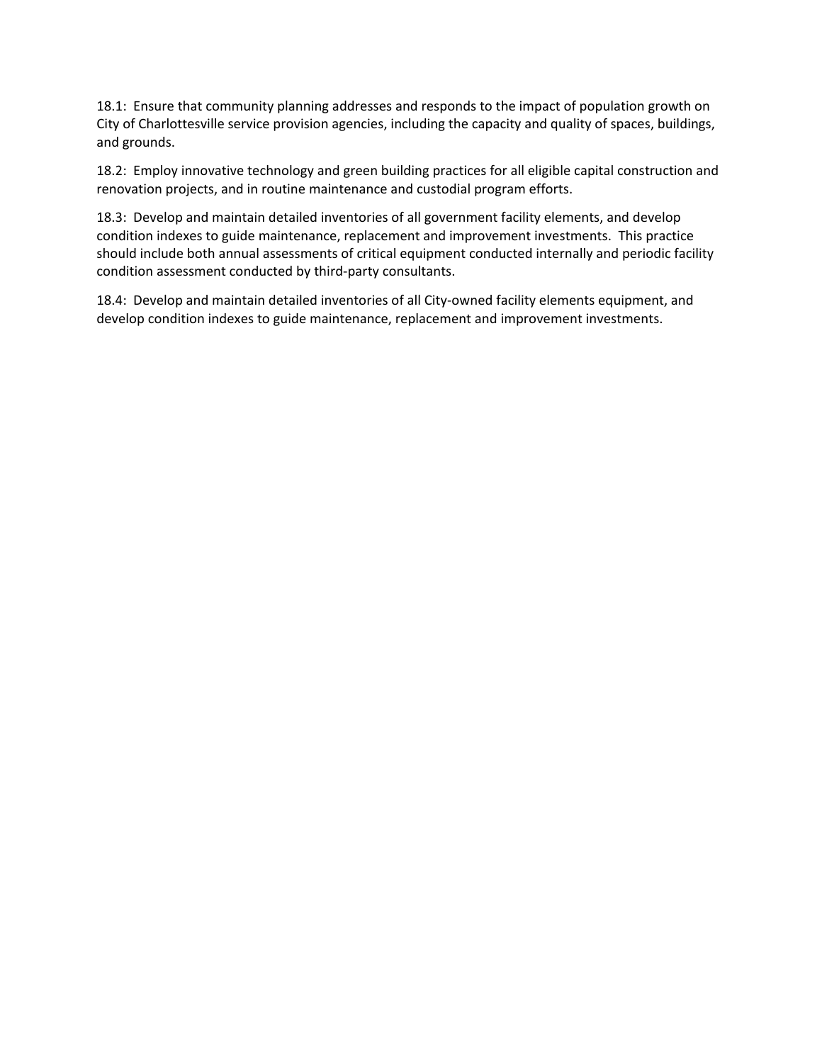18.1: Ensure that community planning addresses and responds to the impact of population growth on City of Charlottesville service provision agencies, including the capacity and quality of spaces, buildings, and grounds.

18.2: Employ innovative technology and green building practices for all eligible capital construction and renovation projects, and in routine maintenance and custodial program efforts.

18.3: Develop and maintain detailed inventories of all government facility elements, and develop condition indexes to guide maintenance, replacement and improvement investments. This practice should include both annual assessments of critical equipment conducted internally and periodic facility condition assessment conducted by third-party consultants.

18.4: Develop and maintain detailed inventories of all City-owned facility elements equipment, and develop condition indexes to guide maintenance, replacement and improvement investments.